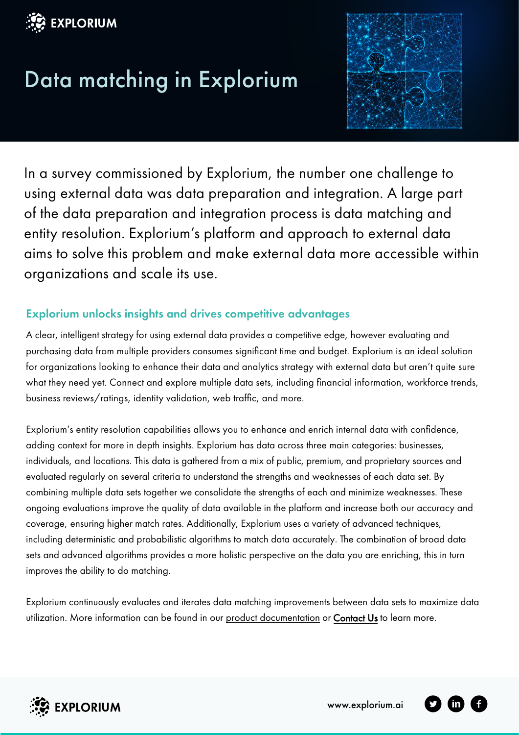# Data matching in Explorium

In a survey commissioned by Explorium, the number one challenge to using external data was data preparation and integration. A large part of the data preparation and integration process is data matching and entity resolution. Explorium's platform and approach to external data aims to solve this problem and make external data more accessible within organizations and scale its use.

## Explorium unlocks insights and drives competitive advantages

A clear, intelligent strategy for using external data provides a competitive edge, however evaluating and purchasing data from multiple providers consumes significant time and budget. Explorium is an ideal solution for organizations looking to enhance their data and analytics strategy with external data but aren't quite sure what they need yet. Connect and explore multiple data sets, including financial information, workforce trends, business reviews/ratings, identity validation, web traffic, and more.

Explorium's entity resolution capabilities allows you to enhance and enrich internal data with confidence, adding context for more in depth insights. Explorium has data across three main categories: businesses, individuals, and locations. This data is gathered from a mix of public, premium, and proprietary sources and evaluated regularly on several criteria to understand the strengths and weaknesses of each data set. By combining multiple data sets together we consolidate the strengths of each and minimize weaknesses. These ongoing evaluations improve the quality of data available in the platform and increase both our accuracy and coverage, ensuring higher match rates. Additionally, Explorium uses a variety of advanced techniques, including deterministic and probabilistic algorithms to match data accurately. The combination of broad data sets and advanced algorithms provides a more holistic perspective on the data you are enriching, this in turn improves the ability to do matching.

Explorium continuously evaluates and iterates data matching improvements between data sets to maximize data utilization. More information can be found in our product documentation or Contact Us to learn more.

EXPLORIUM

www.explorium.ai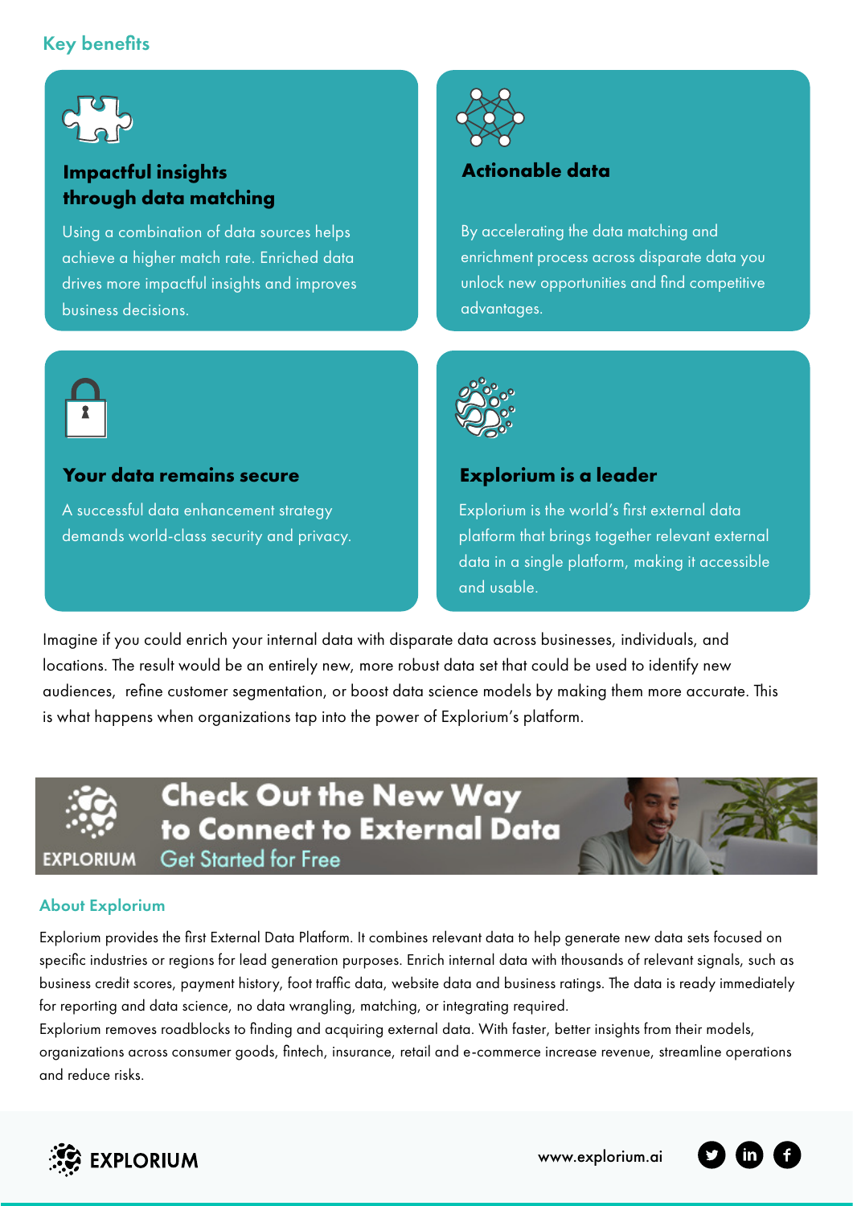## Key benefits

### Impactful insights through data matching

Using a combination of data sources helps achieve a higher match rate. Enriched data drives more impactful insights and improves business decisions.

### Actionable data

By accelerating the data matching and enrichment process across disparate data you unlock new opportunities and find competitive advantages.

### Your data remains secure

A successful data enhancement strategy demands world-class security and privacy.

### Explorium is a leader

Explorium is the world's first external data platform that brings together relevant external data in a single platform, making it accessible and usable.

Imagine if you could enrich your internal data with disparate data across businesses, individuals, and locations. The result would be an entirely new, more robust data set that could be used to identify new audiences, refine customer segmentation, or boost data science models by making them more accurate. This is what happens when organizations tap into the power of Explorium's platform.

EXPLORIUM

**Check Out the New Way to Connect to External Data**

Get Started for Free

## About Explorium

Explorium provides the first External Data Platform. It combines relevant data to help generate new data sets focused on specific industries or regions for lead generation purposes. Enrich internal data with thousands of relevant signals, such as business credit scores, payment history, foot traffic data, website data and business ratings. The data is ready immediately for reporting and data science, no data wrangling, matching, or integrating required.

Explorium removes roadblocks to finding and acquiring external data. With faster, better insights from their models, organizations across consumer goods, fintech, insurance, retail and e-commerce increase revenue, streamline operations and reduce risks.

EXPLORIUM

www.explorium.ai